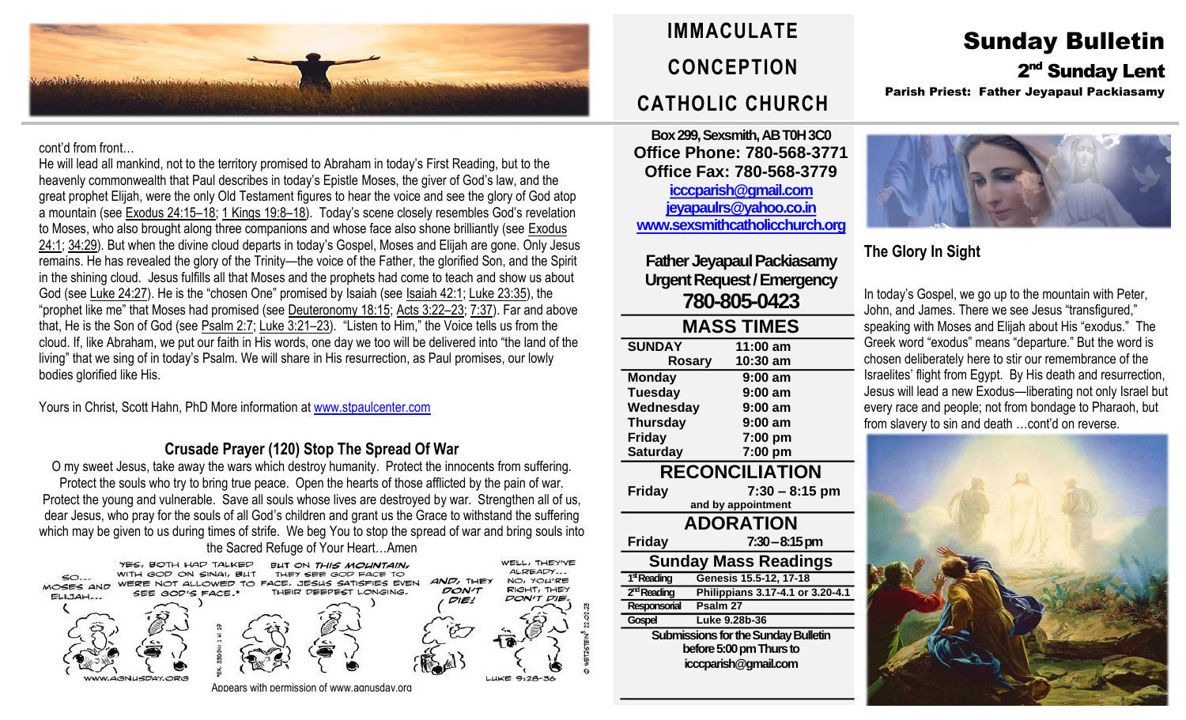# IMMACULATE CONCEPTION CATHOLIC CHURCH

# Sunday Bulletin

## 2nd Sunday Lent

**Parish Priest: Father Jeyapaul Packiasamy**

cont'd from front…

He will lead all mankind, not to the territory promised to Abraham in today's First Reading, but to the heavenly commonwealth that Paul describes in today's Epistle Moses, the giver of God's law, and the great prophet Elijah, were the only Old Testament figures to hear the voice and see the glory of God atop a mountain (see Exodus 24:15–18; 1 Kings 19:8–18). Today's scene closely resembles God's revelation to Moses, who also brought along three companions and whose face also shone brilliantly (see Exodus 24:1; 34:29). But when the divine cloud departs in today's Gospel, Moses and Elijah are gone. Only Jesus remains. He has revealed the glory of the Trinity—the voice of the Father, the glorified Son, and the Spirit in the shining cloud. Jesus fulfills all that Moses and the prophets had come to teach and show us about God (see Luke 24:27). He is the "chosen One" promised by Isaiah (see Isaiah 42:1; Luke 23:35), the "prophet like me" that Moses had promised (see Deuteronomy 18:15; Acts 3:22–23; 7:37). Far and above that, He is the Son of God (see Psalm 2:7; Luke 3:21–23). "Listen to Him," the Voice tells us from the cloud. If, like Abraham, we put our faith in His words, one day we too will be delivered into "the land of the living" that we sing of in today's Psalm. We will share in His resurrection, as Paul promises, our lowly bodies glorified like His.

Yours in Christ, Scott Hahn, PhD More information at www.stpaulcenter.com

### Crusade Prayer (120) Stop The Spread Of War

O my sweet Jesus, take away the wars which destroy humanity. Protect the innocents from suffering. Protect the souls who try to bring true peace. Open the hearts of those afflicted by the pain of war. Protect the young and vulnerable. Save all souls whose lives are destroyed by war. Strengthen all of us, dear Jesus, who pray for the souls of all God's children and grant us the Grace to withstand the suffering which may be given to us during times of strife. We beg You to stop the spread of war and bring souls into the Sacred Refuge of Your Heart…Amen

Appears with permission of www.agnusday.org

**Box 299, Sexsmith, AB T0H 3C0**
**Office Phone: 780-568-3771**
**Office Fax: 780-568-3779**
icccparish@gmail.com
jeyapaulrs@yahoo.co.in
www.sexsmithcatholicchurch.org

**Father Jeyapaul Packiasamy**
**Urgent Request / Emergency**
**780-805-0423**

### MASS TIMES

| | |
|---|---|
| **SUNDAY** | **11:00 am** |
| **Rosary** | **10:30 am** |
| **Monday** | **9:00 am** |
| **Tuesday** | **9:00 am** |
| **Wednesday** | **9:00 am** |
| **Thursday** | **9:00 am** |
| **Friday** | **7:00 pm** |
| **Saturday** | **7:00 pm** |

### RECONCILIATION

**Friday** — **7:30 – 8:15 pm**
**and by appointment**

### ADORATION

**Friday** — **7:30 – 8:15 pm**

### Sunday Mass Readings

| | |
|---|---|
| **1st Reading** | **Genesis 15.5-12, 17-18** |
| **2nd Reading** | **Philippians 3.17-4.1 or 3.20-4.1** |
| **Responsorial** | **Psalm 27** |
| **Gospel** | **Luke 9.28b-36** |

**Submissions for the Sunday Bulletin before 5:00 pm Thurs to icccparish@gmail.com**

### The Glory In Sight

In today's Gospel, we go up to the mountain with Peter, John, and James. There we see Jesus "transfigured," speaking with Moses and Elijah about His "exodus." The Greek word "exodus" means "departure." But the word is chosen deliberately here to stir our remembrance of the Israelites' flight from Egypt. By His death and resurrection, Jesus will lead a new Exodus—liberating not only Israel but every race and people; not from bondage to Pharaoh, but from slavery to sin and death …cont'd on reverse.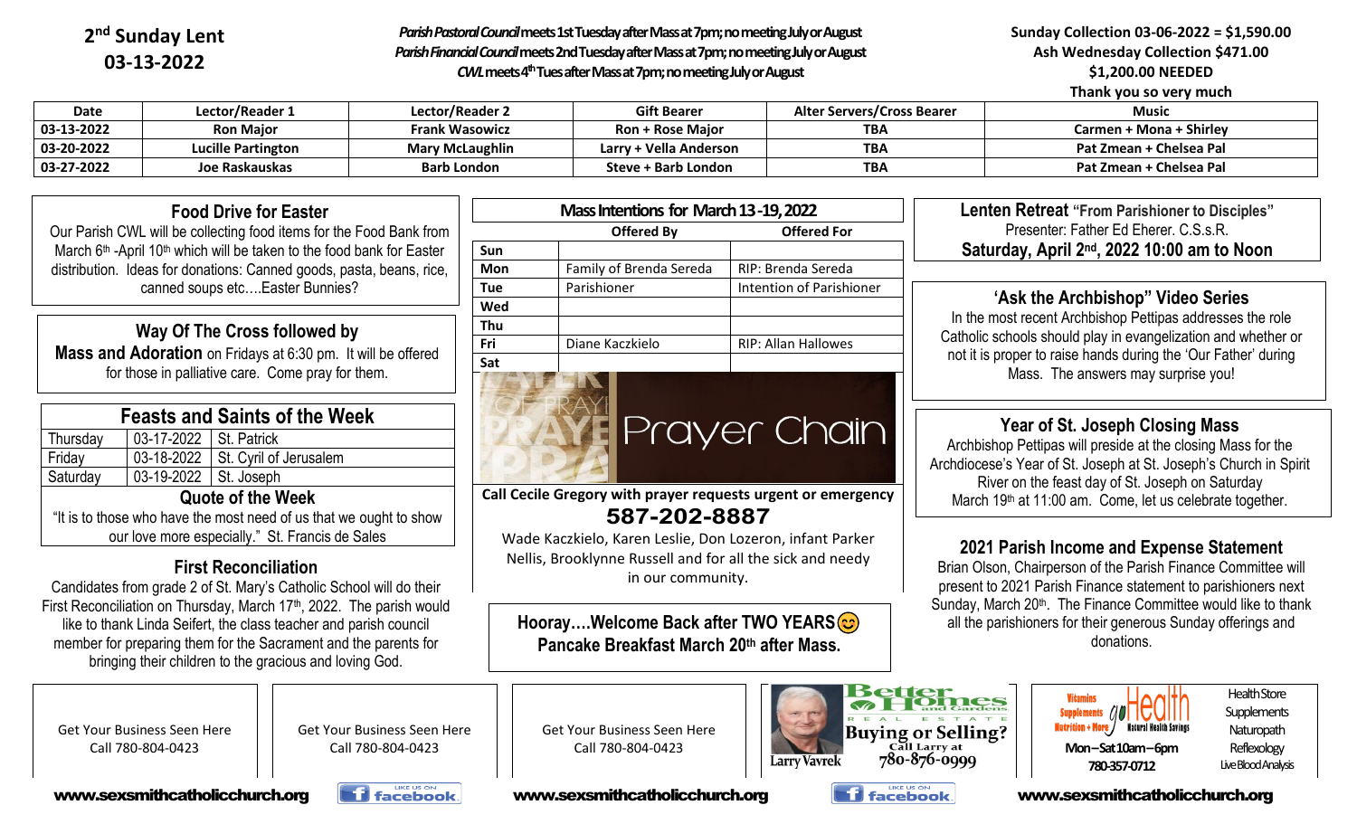## 2nd Sunday Lent
## 03-13-2022

***Parish Pastoral Council*** **meets 1st Tuesday after Mass at 7pm; no meeting July or August**
***Parish Financial Council*** **meets 2nd Tuesday after Mass at 7pm; no meeting July or August**
***CWL*** **meets 4th Tues after Mass at 7pm; no meeting July or August**

**Sunday Collection 03-06-2022 = $1,590.00**
**Ash Wednesday Collection $471.00**
**$1,200.00 NEEDED**
**Thank you so very much**

| Date | Lector/Reader 1 | Lector/Reader 2 | Gift Bearer | Alter Servers/Cross Bearer | Music |
|---|---|---|---|---|---|
| 03-13-2022 | Ron Major | Frank Wasowicz | Ron + Rose Major | TBA | Carmen + Mona + Shirley |
| 03-20-2022 | Lucille Partington | Mary McLaughlin | Larry + Vella Anderson | TBA | Pat Zmean + Chelsea Pal |
| 03-27-2022 | Joe Raskauskas | Barb London | Steve + Barb London | TBA | Pat Zmean + Chelsea Pal |

### Food Drive for Easter

Our Parish CWL will be collecting food items for the Food Bank from March 6th -April 10th which will be taken to the food bank for Easter distribution. Ideas for donations: Canned goods, pasta, beans, rice, canned soups etc….Easter Bunnies?

### Way Of The Cross followed by Mass and Adoration on Fridays at 6:30 pm.

It will be offered for those in palliative care. Come pray for them.

### Feasts and Saints of the Week

| | | |
|---|---|---|
| Thursday | 03-17-2022 | St. Patrick |
| Friday | 03-18-2022 | St. Cyril of Jerusalem |
| Saturday | 03-19-2022 | St. Joseph |

**Quote of the Week**

"It is to those who have the most need of us that we ought to show our love more especially." St. Francis de Sales

### First Reconciliation

Candidates from grade 2 of St. Mary's Catholic School will do their First Reconciliation on Thursday, March 17th, 2022. The parish would like to thank Linda Seifert, the class teacher and parish council member for preparing them for the Sacrament and the parents for bringing their children to the gracious and loving God.

### Mass Intentions for March 13-19, 2022

| | Offered By | Offered For |
|---|---|---|
| Sun | | |
| Mon | Family of Brenda Sereda | RIP: Brenda Sereda |
| Tue | Parishioner | Intention of Parishioner |
| Wed | | |
| Thu | | |
| Fri | Diane Kaczkielo | RIP: Allan Hallowes |
| Sat | | |

### Prayer Chain

**Call Cecile Gregory with prayer requests urgent or emergency**

**587-202-8887**

Wade Kaczkielo, Karen Leslie, Don Lozeron, infant Parker Nellis, Brooklynne Russell and for all the sick and needy in our community.

**Hooray….Welcome Back after TWO YEARS☺ Pancake Breakfast March 20th after Mass.**

### Lenten Retreat "From Parishioner to Disciples"

Presenter: Father Ed Eherer. C.S.s.R.

**Saturday, April 2nd, 2022 10:00 am to Noon**

### 'Ask the Archbishop" Video Series

In the most recent Archbishop Pettipas addresses the role Catholic schools should play in evangelization and whether or not it is proper to raise hands during the 'Our Father' during Mass. The answers may surprise you!

### Year of St. Joseph Closing Mass

Archbishop Pettipas will preside at the closing Mass for the Archdiocese's Year of St. Joseph at St. Joseph's Church in Spirit River on the feast day of St. Joseph on Saturday March 19th at 11:00 am. Come, let us celebrate together.

### 2021 Parish Income and Expense Statement

Brian Olson, Chairperson of the Parish Finance Committee will present to 2021 Parish Finance statement to parishioners next Sunday, March 20th. The Finance Committee would like to thank all the parishioners for their generous Sunday offerings and donations.

Get Your Business Seen Here
Call 780-804-0423

Get Your Business Seen Here
Call 780-804-0423

Get Your Business Seen Here
Call 780-804-0423

Better Homes and Gardens Real Estate
Buying or Selling? Call Larry at 780-876-0999
Larry Vavrek

Vitamins Supplements Nutrition + More — Health — Natural Health Savings
Mon – Sat 10am – 6pm
780-357-0712
Health Store, Supplements, Naturopath, Reflexology, Live Blood Analysis

www.sexsmithcatholicchurch.org — Like us on facebook — www.sexsmithcatholicchurch.org — Like us on facebook — www.sexsmithcatholicchurch.org